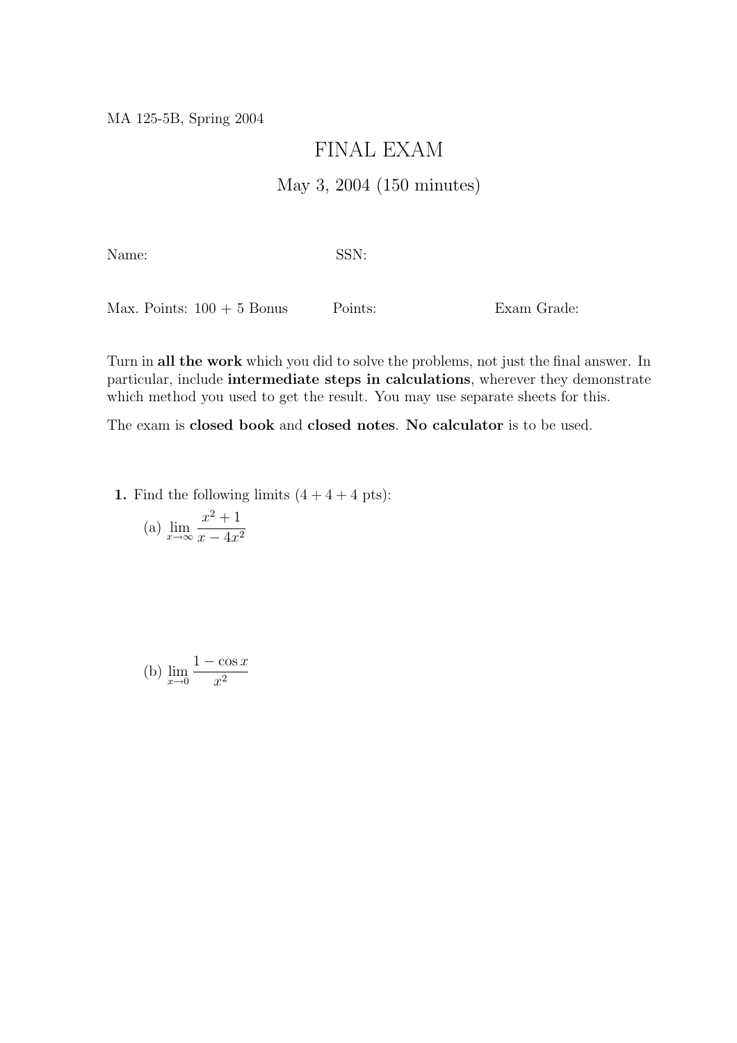MA 125-5B, Spring 2004

# FINAL EXAM

## May 3, 2004 (150 minutes)

Name: SSN:

Max. Points: 100 + 5 Bonus Points: Exam Grade:

Turn in **all the work** which you did to solve the problems, not just the final answer. In particular, include **intermediate steps in calculations**, wherever they demonstrate which method you used to get the result. You may use separate sheets for this.

The exam is **closed book** and **closed notes**. **No calculator** is to be used.

**1.** Find the following limits (4 + 4 + 4 pts):

(a) $\displaystyle\lim_{x\to\infty} \frac{x^2+1}{x-4x^2}$

(b) $\displaystyle\lim_{x\to 0} \frac{1-\cos x}{x^2}$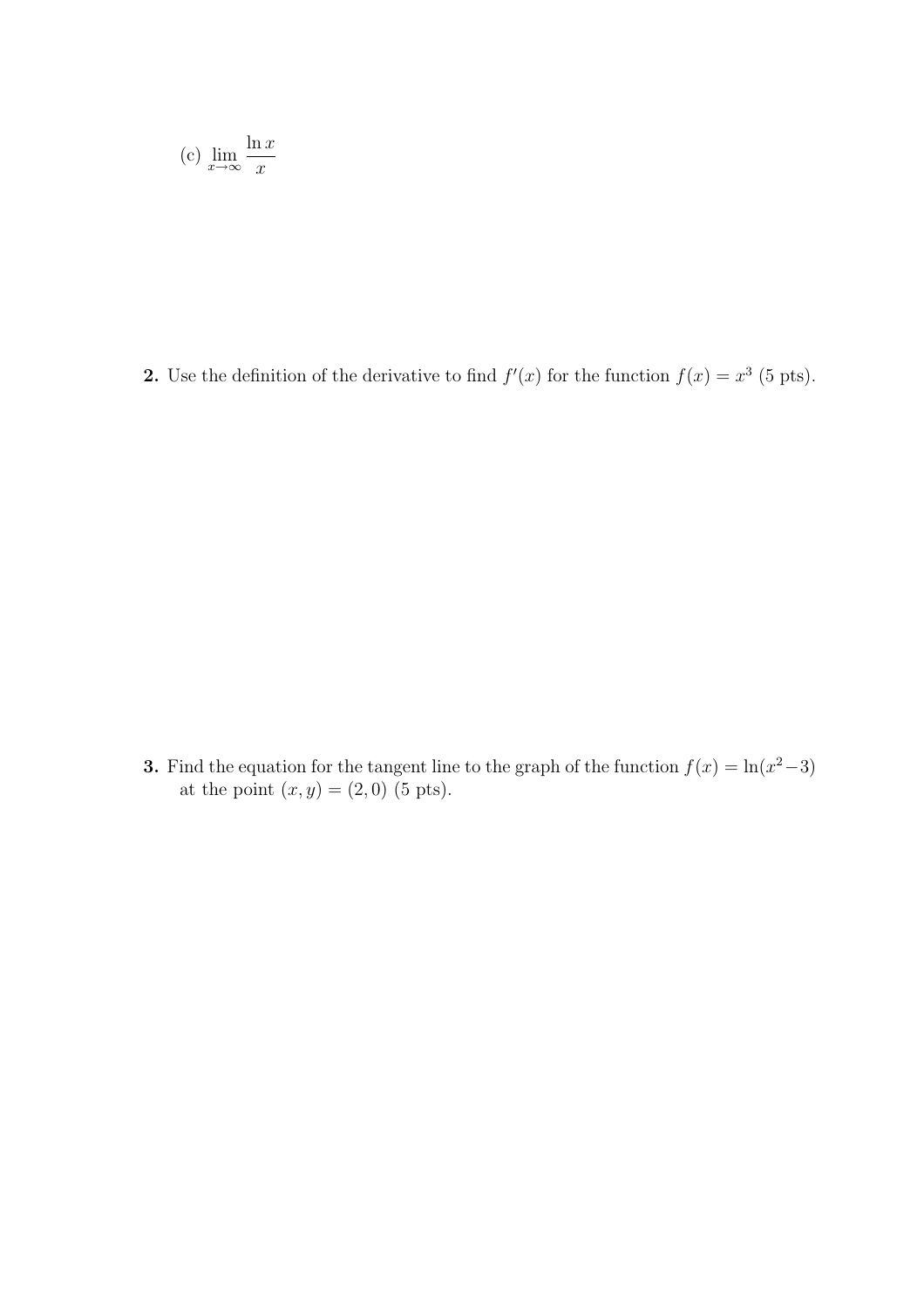(c) $\lim_{x \to \infty} \frac{\ln x}{x}$

**2.** Use the definition of the derivative to find $f'(x)$ for the function $f(x) = x^3$ (5 pts).

**3.** Find the equation for the tangent line to the graph of the function $f(x) = \ln(x^2 - 3)$ at the point $(x, y) = (2, 0)$ (5 pts).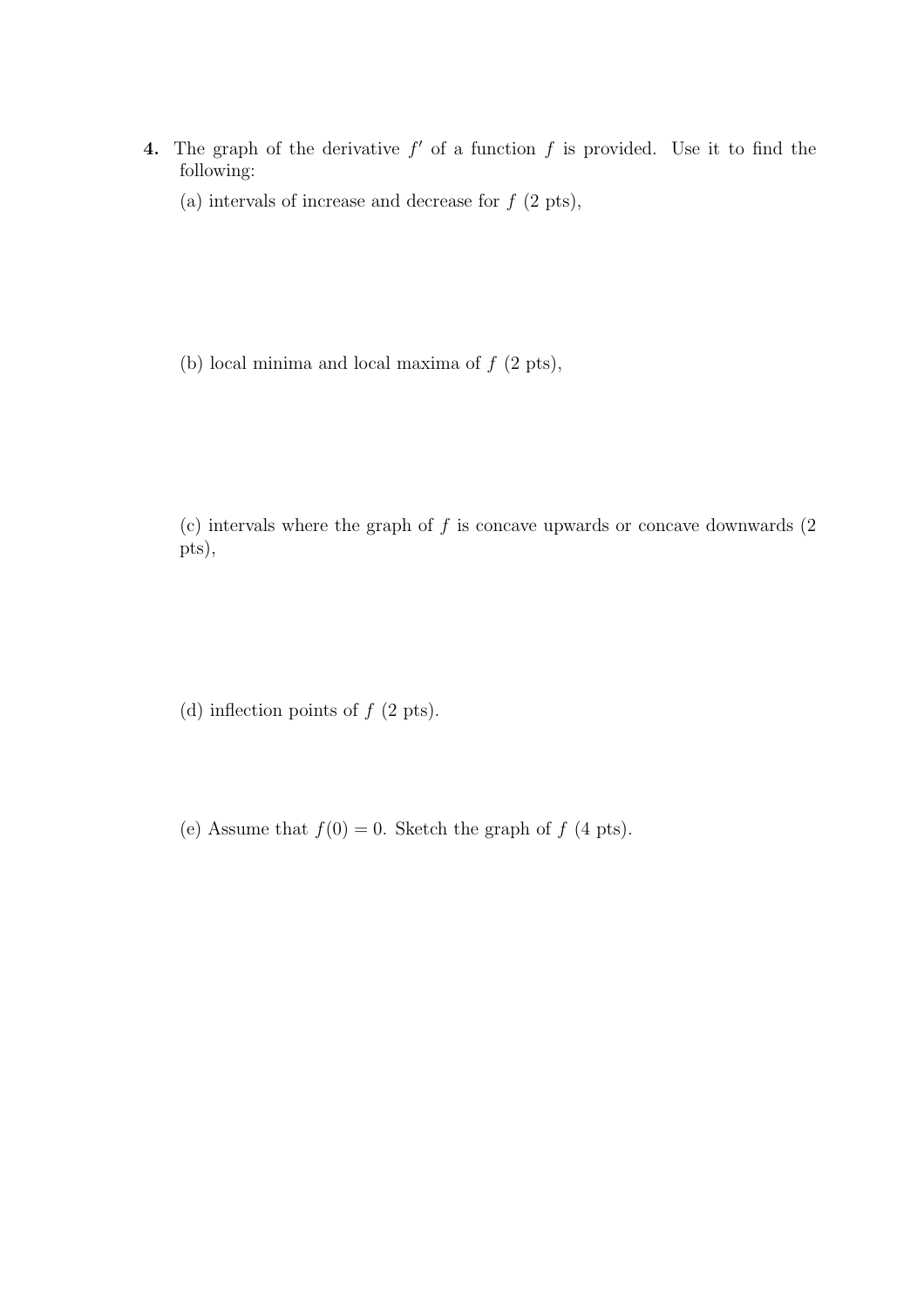**4.** The graph of the derivative $f'$ of a function $f$ is provided. Use it to find the following:

(a) intervals of increase and decrease for $f$ (2 pts),

(b) local minima and local maxima of $f$ (2 pts),

(c) intervals where the graph of $f$ is concave upwards or concave downwards (2 pts),

(d) inflection points of $f$ (2 pts).

(e) Assume that $f(0) = 0$. Sketch the graph of $f$ (4 pts).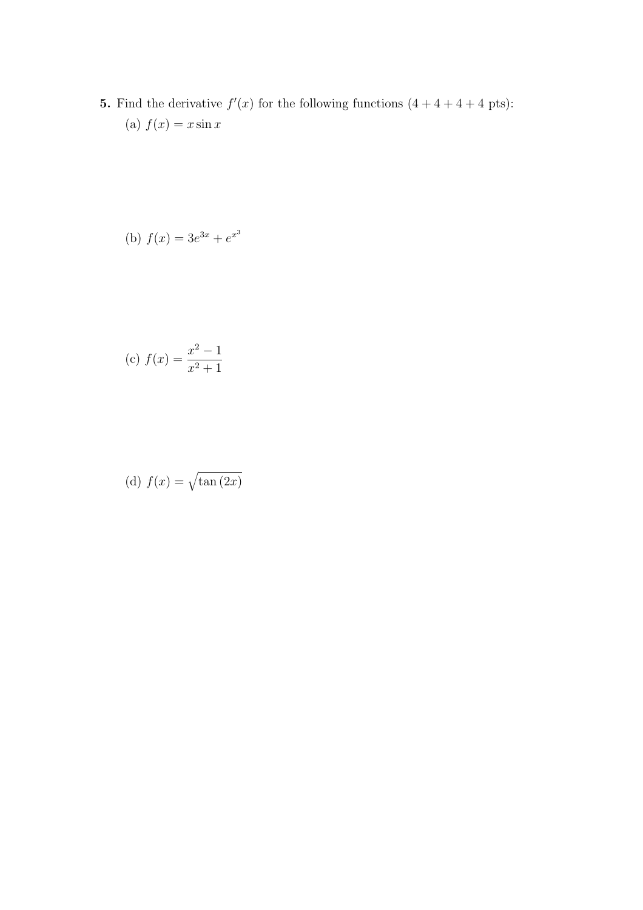**5.** Find the derivative $f'(x)$ for the following functions $(4+4+4+4$ pts$)$:

(a) $f(x) = x \sin x$

(b) $f(x) = 3e^{3x} + e^{x^3}$

(c) $f(x) = \dfrac{x^2 - 1}{x^2 + 1}$

(d) $f(x) = \sqrt{\tan(2x)}$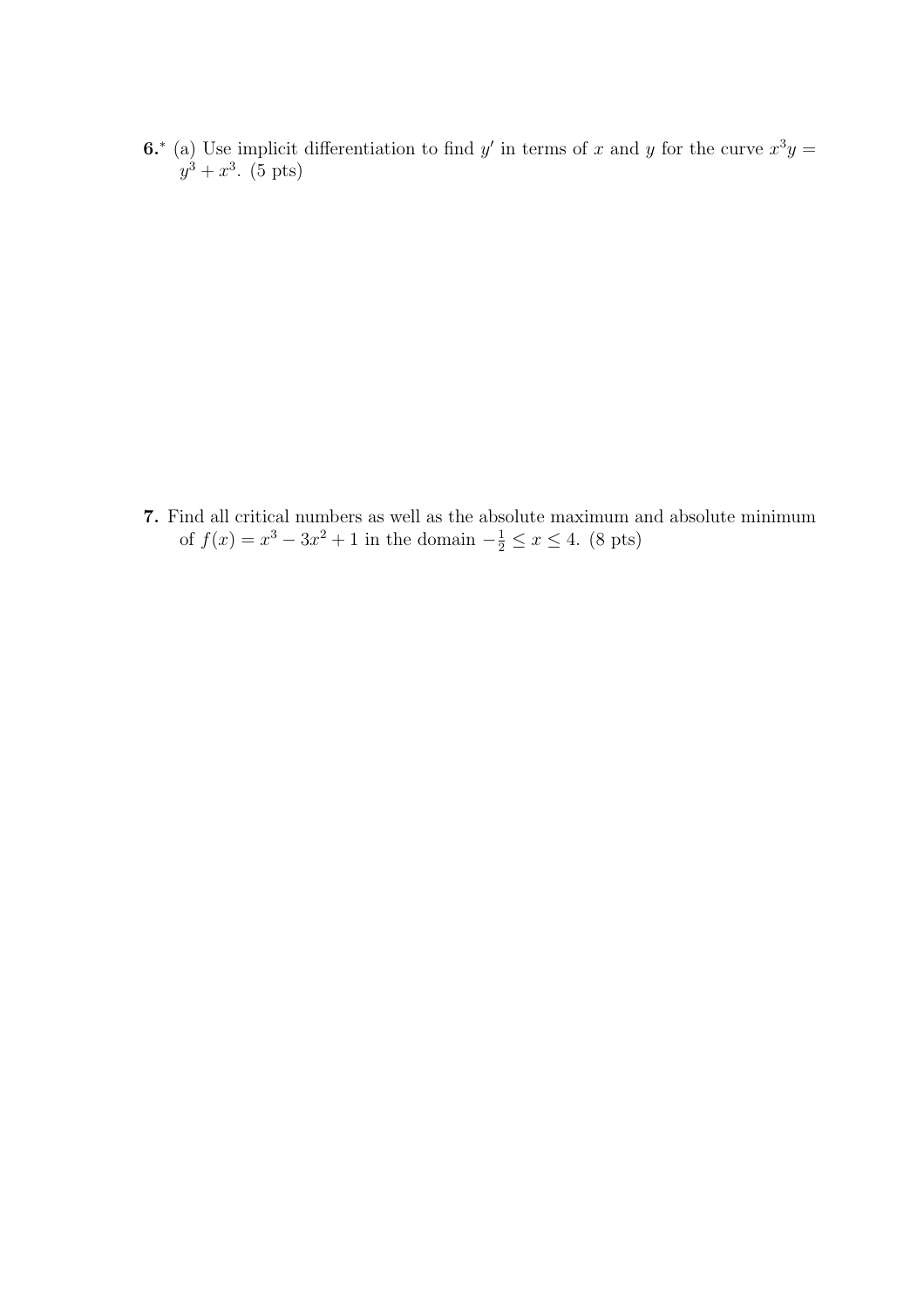**6.*** (a) Use implicit differentiation to find $y'$ in terms of $x$ and $y$ for the curve $x^3y = y^3 + x^3$. (5 pts)

**7.** Find all critical numbers as well as the absolute maximum and absolute minimum of $f(x) = x^3 - 3x^2 + 1$ in the domain $-\frac{1}{2} \leq x \leq 4$. (8 pts)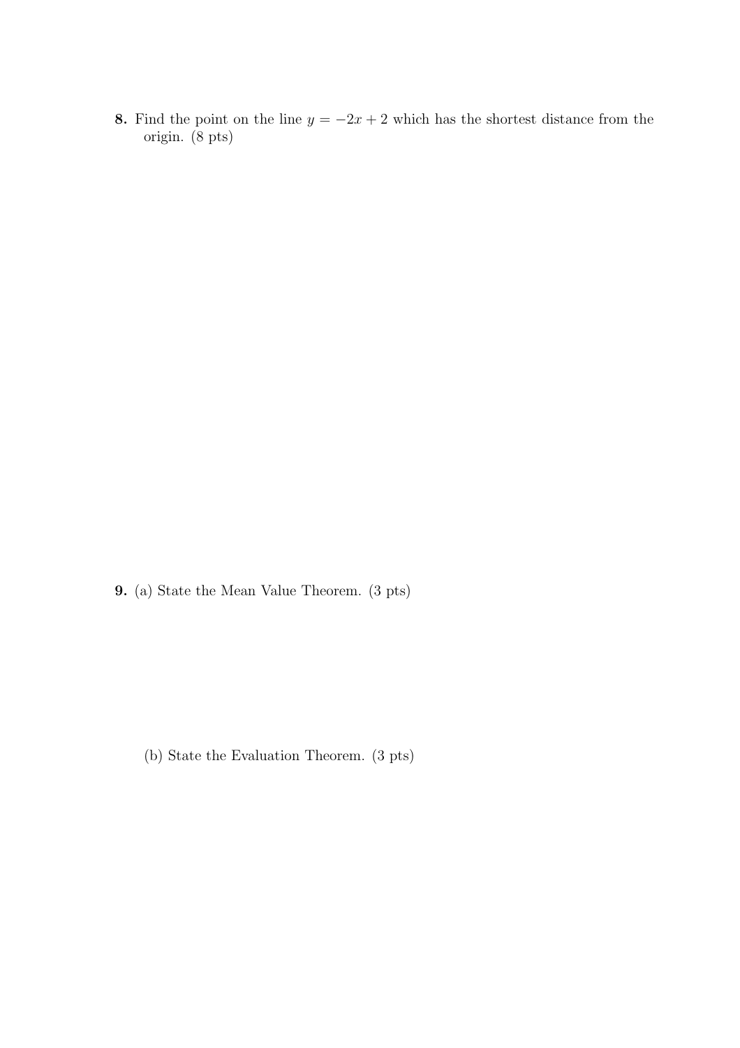**8.** Find the point on the line $y = -2x + 2$ which has the shortest distance from the origin. (8 pts)

**9.** (a) State the Mean Value Theorem. (3 pts)

(b) State the Evaluation Theorem. (3 pts)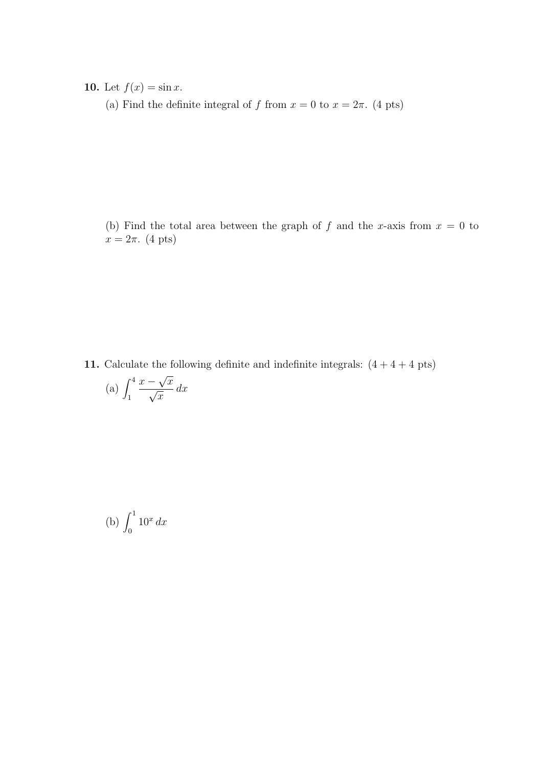**10.** Let $f(x) = \sin x$.

(a) Find the definite integral of $f$ from $x = 0$ to $x = 2\pi$. (4 pts)

(b) Find the total area between the graph of $f$ and the $x$-axis from $x = 0$ to $x = 2\pi$. (4 pts)

**11.** Calculate the following definite and indefinite integrals: $(4 + 4 + 4$ pts$)$

(a) $\displaystyle\int_1^4 \frac{x - \sqrt{x}}{\sqrt{x}}\, dx$

(b) $\displaystyle\int_0^1 10^x\, dx$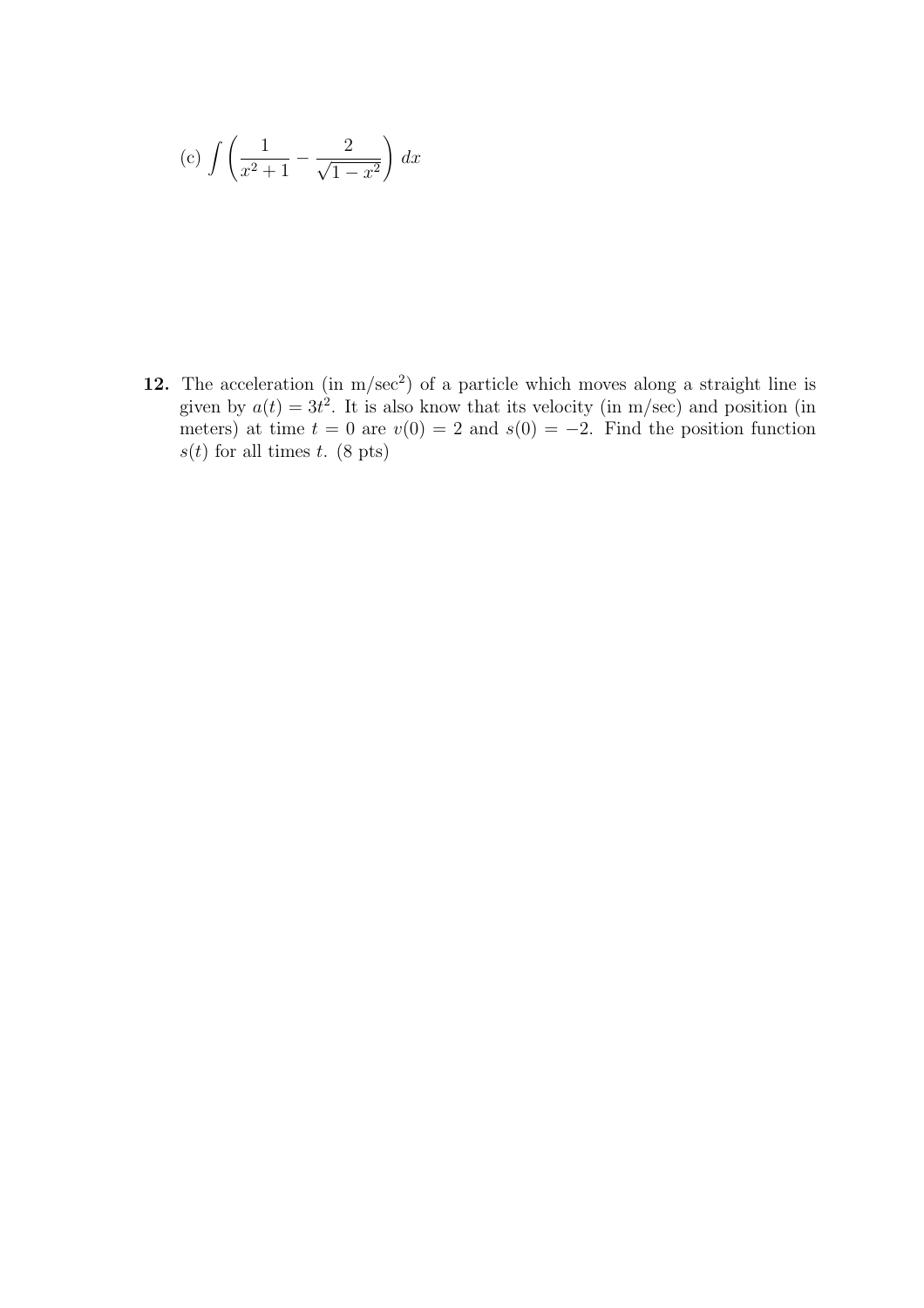(c) $\displaystyle\int \left( \frac{1}{x^2+1} - \frac{2}{\sqrt{1-x^2}} \right) dx$

**12.** The acceleration (in m/sec$^2$) of a particle which moves along a straight line is given by $a(t) = 3t^2$. It is also know that its velocity (in m/sec) and position (in meters) at time $t = 0$ are $v(0) = 2$ and $s(0) = -2$. Find the position function $s(t)$ for all times $t$. (8 pts)